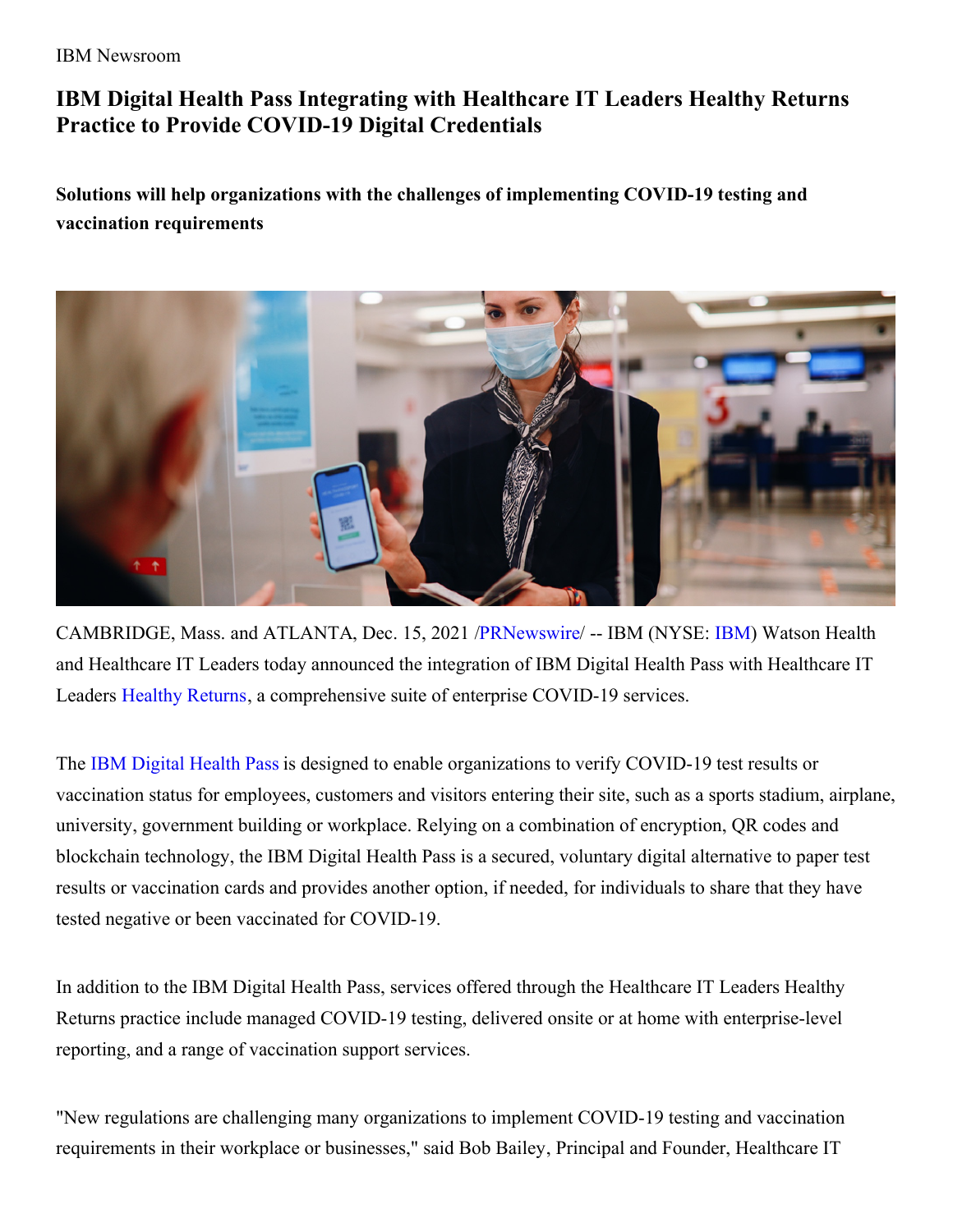IBM Newsroom

# IBM Digital Health Pass Integrating with Healthcare IT Leaders Healthy Returns Practice to Provide COVID-19 Digital Credentials

**Solutions will help organizations with the challenges of implementing COVID-19 testing and vaccination requirements**

CAMBRIDGE, Mass. and ATLANTA, Dec. 15, 2021 /PRNewswire/ -- IBM (NYSE: IBM) Watson Health and Healthcare IT Leaders today announced the integration of IBM Digital Health Pass with Healthcare IT Leaders Healthy Returns, a comprehensive suite of enterprise COVID-19 services.

The IBM Digital Health Pass is designed to enable organizations to verify COVID-19 test results or vaccination status for employees, customers and visitors entering their site, such as a sports stadium, airplane, university, government building or workplace. Relying on a combination of encryption, QR codes and blockchain technology, the IBM Digital Health Pass is a secured, voluntary digital alternative to paper test results or vaccination cards and provides another option, if needed, for individuals to share that they have tested negative or been vaccinated for COVID-19.

In addition to the IBM Digital Health Pass, services offered through the Healthcare IT Leaders Healthy Returns practice include managed COVID-19 testing, delivered onsite or at home with enterprise-level reporting, and a range of vaccination support services.

"New regulations are challenging many organizations to implement COVID-19 testing and vaccination requirements in their workplace or businesses," said Bob Bailey, Principal and Founder, Healthcare IT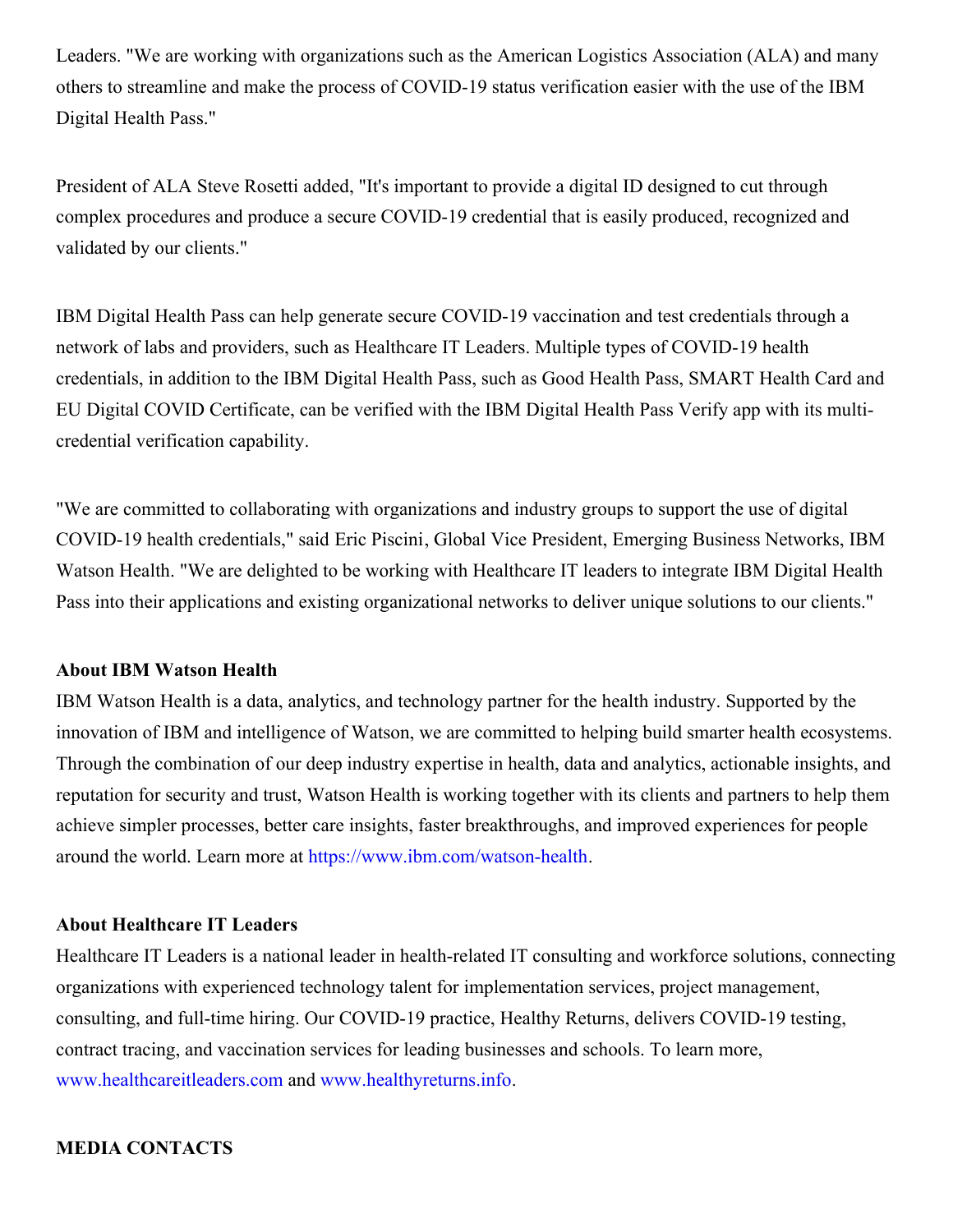Leaders. "We are working with organizations such as the American Logistics Association (ALA) and many others to streamline and make the process of COVID-19 status verification easier with the use of the IBM Digital Health Pass."

President of ALA Steve Rosetti added, "It's important to provide a digital ID designed to cut through complex procedures and produce a secure COVID-19 credential that is easily produced, recognized and validated by our clients."

IBM Digital Health Pass can help generate secure COVID-19 vaccination and test credentials through a network of labs and providers, such as Healthcare IT Leaders. Multiple types of COVID-19 health credentials, in addition to the IBM Digital Health Pass, such as Good Health Pass, SMART Health Card and EU Digital COVID Certificate, can be verified with the IBM Digital Health Pass Verify app with its multi-credential verification capability.

"We are committed to collaborating with organizations and industry groups to support the use of digital COVID-19 health credentials," said Eric Piscini, Global Vice President, Emerging Business Networks, IBM Watson Health. "We are delighted to be working with Healthcare IT leaders to integrate IBM Digital Health Pass into their applications and existing organizational networks to deliver unique solutions to our clients."

**About IBM Watson Health**

IBM Watson Health is a data, analytics, and technology partner for the health industry. Supported by the innovation of IBM and intelligence of Watson, we are committed to helping build smarter health ecosystems. Through the combination of our deep industry expertise in health, data and analytics, actionable insights, and reputation for security and trust, Watson Health is working together with its clients and partners to help them achieve simpler processes, better care insights, faster breakthroughs, and improved experiences for people around the world. Learn more at https://www.ibm.com/watson-health.

**About Healthcare IT Leaders**

Healthcare IT Leaders is a national leader in health-related IT consulting and workforce solutions, connecting organizations with experienced technology talent for implementation services, project management, consulting, and full-time hiring. Our COVID-19 practice, Healthy Returns, delivers COVID-19 testing, contract tracing, and vaccination services for leading businesses and schools. To learn more, www.healthcareitleaders.com and www.healthyreturns.info.

**MEDIA CONTACTS**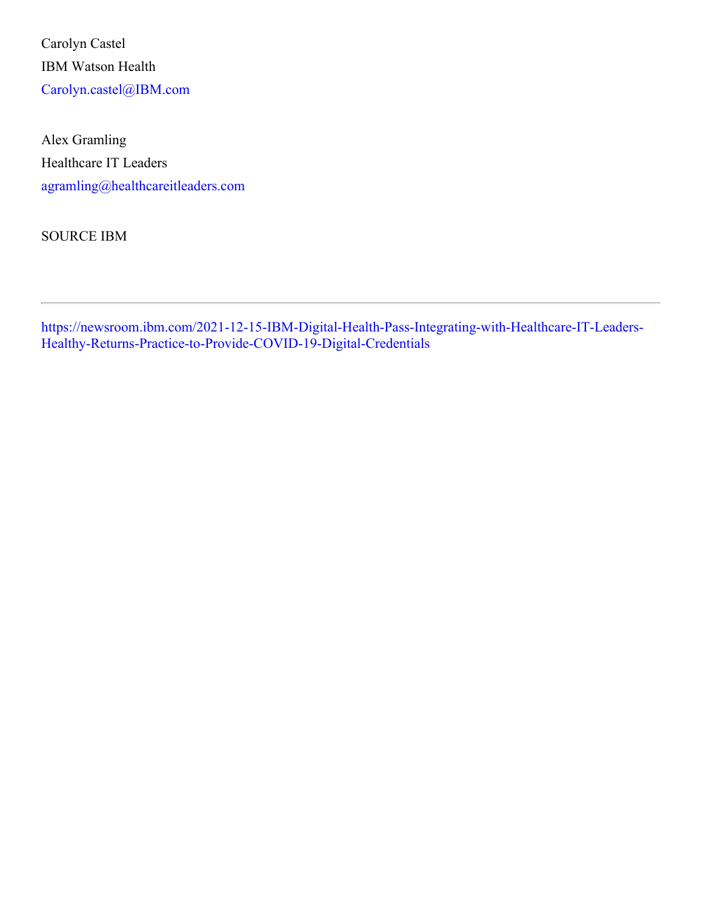Carolyn Castel

IBM Watson Health

Carolyn.castel@IBM.com

Alex Gramling

Healthcare IT Leaders

agramling@healthcareitleaders.com

SOURCE IBM

---

https://newsroom.ibm.com/2021-12-15-IBM-Digital-Health-Pass-Integrating-with-Healthcare-IT-Leaders-Healthy-Returns-Practice-to-Provide-COVID-19-Digital-Credentials